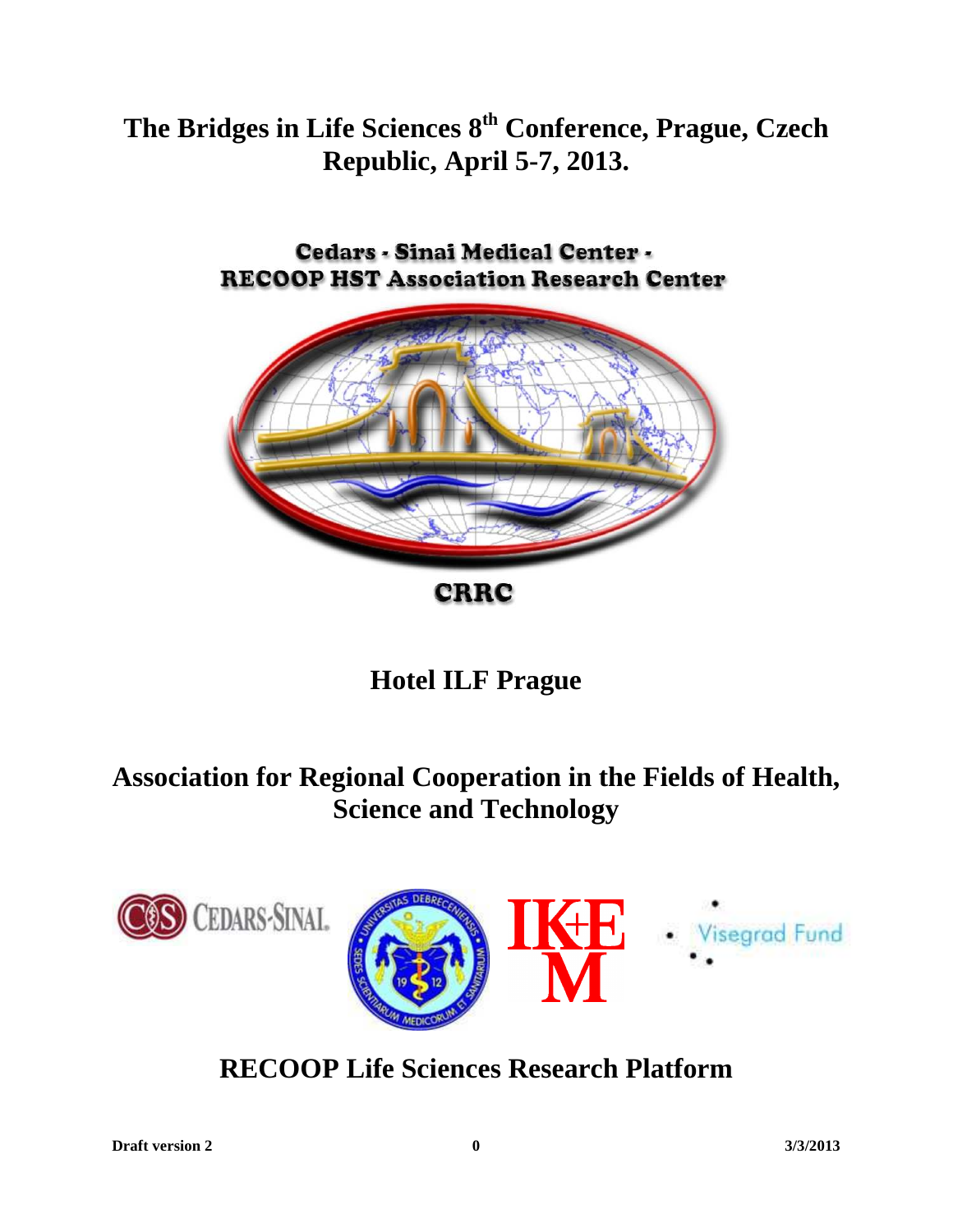# The Bridges in Life Sciences 8th Conference, Prague, Czech Republic, April 5-7, 2013.

Cedars - Sinai Medical Center - RECOOP HST Association Research Center

CRRC

## Hotel ILF Prague

## Association for Regional Cooperation in the Fields of Health, Science and Technology

## RECOOP Life Sciences Research Platform

Draft version 2 3/3/2013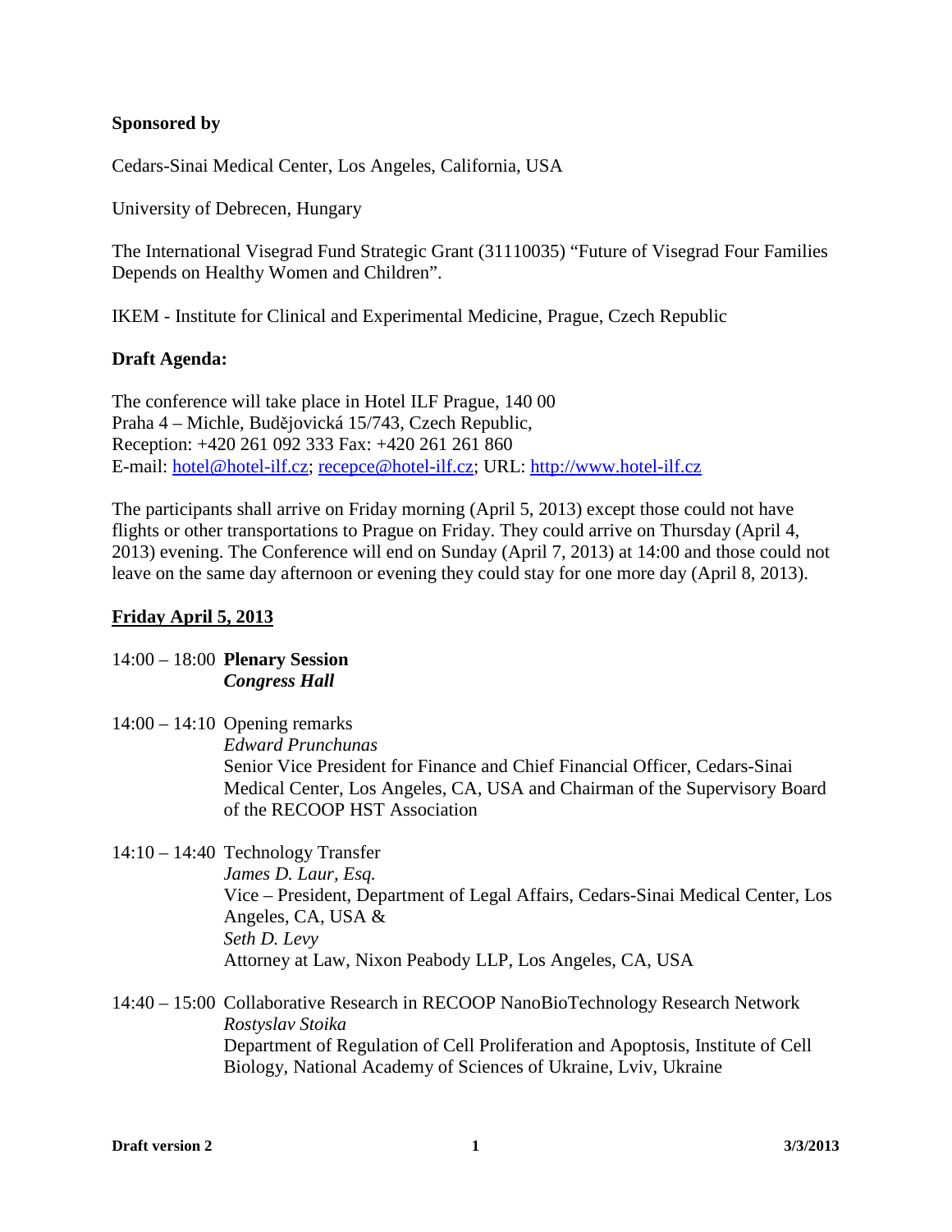**Sponsored by**

Cedars-Sinai Medical Center, Los Angeles, California, USA

University of Debrecen, Hungary

The International Visegrad Fund Strategic Grant (31110035) "Future of Visegrad Four Families Depends on Healthy Women and Children".

IKEM - Institute for Clinical and Experimental Medicine, Prague, Czech Republic

**Draft Agenda:**

The conference will take place in Hotel ILF Prague, 140 00
Praha 4 – Michle, Budějovická 15/743, Czech Republic,
Reception: +420 261 092 333 Fax: +420 261 261 860
E-mail: [hotel@hotel-ilf.cz](mailto:hotel@hotel-ilf.cz); [recepce@hotel-ilf.cz](mailto:recepce@hotel-ilf.cz); URL: [http://www.hotel-ilf.cz](http://www.hotel-ilf.cz)

The participants shall arrive on Friday morning (April 5, 2013) except those could not have flights or other transportations to Prague on Friday. They could arrive on Thursday (April 4, 2013) evening. The Conference will end on Sunday (April 7, 2013) at 14:00 and those could not leave on the same day afternoon or evening they could stay for one more day (April 8, 2013).

## Friday April 5, 2013

14:00 – 18:00 **Plenary Session**
***Congress Hall***

14:00 – 14:10 Opening remarks
*Edward Prunchunas*
Senior Vice President for Finance and Chief Financial Officer, Cedars-Sinai Medical Center, Los Angeles, CA, USA and Chairman of the Supervisory Board of the RECOOP HST Association

14:10 – 14:40 Technology Transfer
*James D. Laur, Esq.*
Vice – President, Department of Legal Affairs, Cedars-Sinai Medical Center, Los Angeles, CA, USA &
*Seth D. Levy*
Attorney at Law, Nixon Peabody LLP, Los Angeles, CA, USA

14:40 – 15:00 Collaborative Research in RECOOP NanoBioTechnology Research Network
*Rostyslav Stoika*
Department of Regulation of Cell Proliferation and Apoptosis, Institute of Cell Biology, National Academy of Sciences of Ukraine, Lviv, Ukraine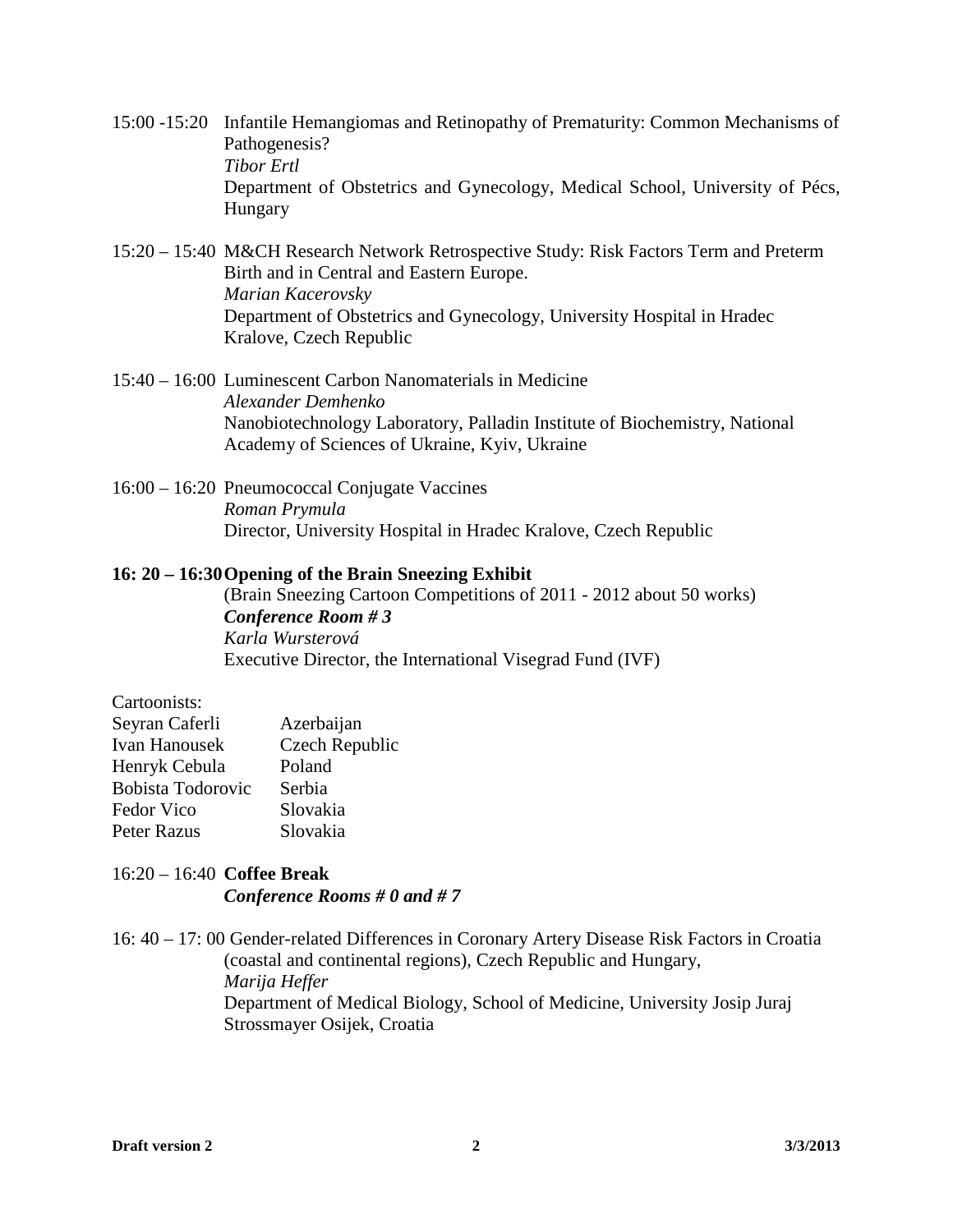15:00 -15:20 Infantile Hemangiomas and Retinopathy of Prematurity: Common Mechanisms of Pathogenesis?
*Tibor Ertl*
Department of Obstetrics and Gynecology, Medical School, University of Pécs, Hungary

15:20 – 15:40 M&CH Research Network Retrospective Study: Risk Factors Term and Preterm Birth and in Central and Eastern Europe.
*Marian Kacerovsky*
Department of Obstetrics and Gynecology, University Hospital in Hradec Kralove, Czech Republic

15:40 – 16:00 Luminescent Carbon Nanomaterials in Medicine
*Alexander Demhenko*
Nanobiotechnology Laboratory, Palladin Institute of Biochemistry, National Academy of Sciences of Ukraine, Kyiv, Ukraine

16:00 – 16:20 Pneumococcal Conjugate Vaccines
*Roman Prymula*
Director, University Hospital in Hradec Kralove, Czech Republic

**16: 20 – 16:30 Opening of the Brain Sneezing Exhibit**
(Brain Sneezing Cartoon Competitions of 2011 - 2012 about 50 works)
***Conference Room # 3***
*Karla Wursterová*
Executive Director, the International Visegrad Fund (IVF)

Cartoonists:

| | |
|---|---|
| Seyran Caferli | Azerbaijan |
| Ivan Hanousek | Czech Republic |
| Henryk Cebula | Poland |
| Bobista Todorovic | Serbia |
| Fedor Vico | Slovakia |
| Peter Razus | Slovakia |

16:20 – 16:40 **Coffee Break**
***Conference Rooms # 0 and # 7***

16: 40 – 17: 00 Gender-related Differences in Coronary Artery Disease Risk Factors in Croatia (coastal and continental regions), Czech Republic and Hungary,
*Marija Heffer*
Department of Medical Biology, School of Medicine, University Josip Juraj Strossmayer Osijek, Croatia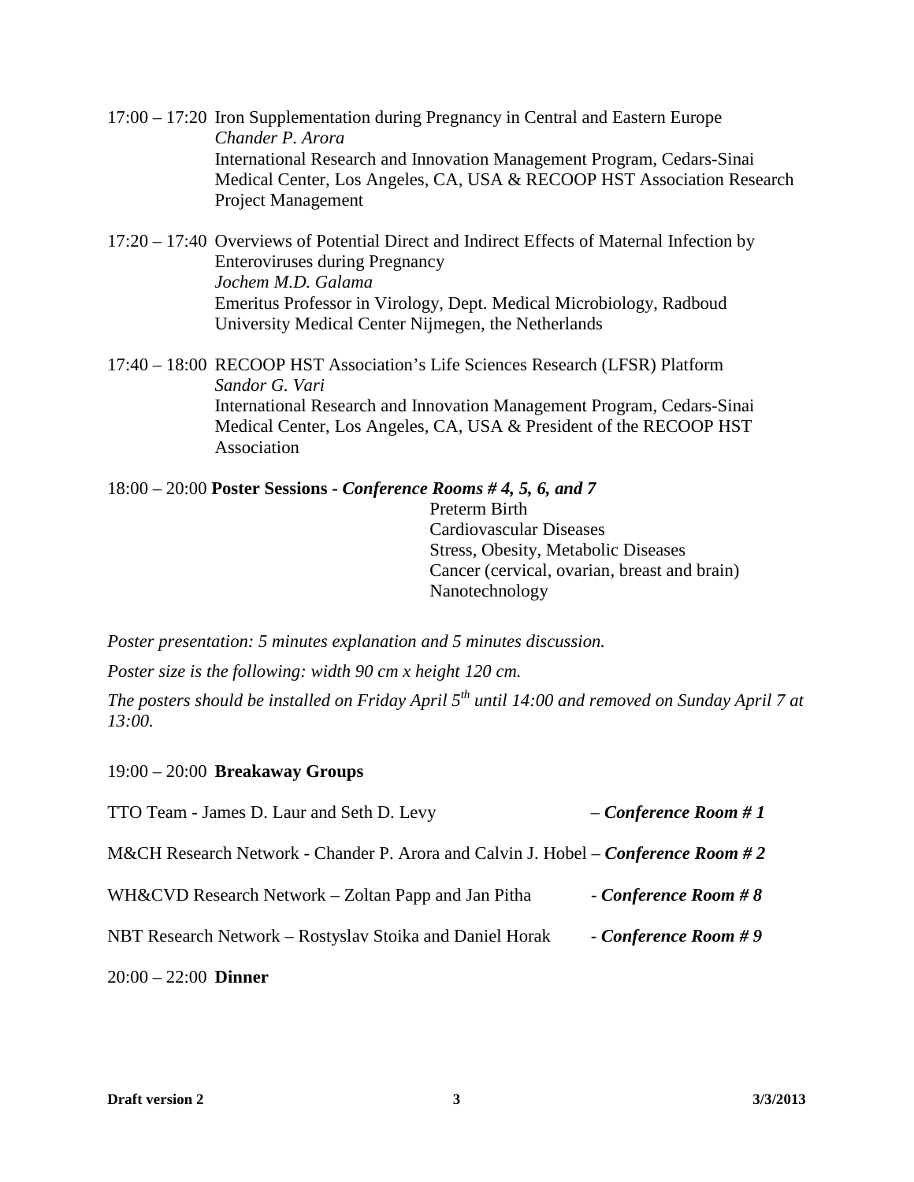17:00 – 17:20 Iron Supplementation during Pregnancy in Central and Eastern Europe
*Chander P. Arora*
International Research and Innovation Management Program, Cedars-Sinai Medical Center, Los Angeles, CA, USA & RECOOP HST Association Research Project Management

17:20 – 17:40 Overviews of Potential Direct and Indirect Effects of Maternal Infection by Enteroviruses during Pregnancy
*Jochem M.D. Galama*
Emeritus Professor in Virology, Dept. Medical Microbiology, Radboud University Medical Center Nijmegen, the Netherlands

17:40 – 18:00 RECOOP HST Association's Life Sciences Research (LFSR) Platform
*Sandor G. Vari*
International Research and Innovation Management Program, Cedars-Sinai Medical Center, Los Angeles, CA, USA & President of the RECOOP HST Association

18:00 – 20:00 **Poster Sessions -** ***Conference Rooms # 4, 5, 6, and 7***

Preterm Birth
Cardiovascular Diseases
Stress, Obesity, Metabolic Diseases
Cancer (cervical, ovarian, breast and brain)
Nanotechnology

*Poster presentation: 5 minutes explanation and 5 minutes discussion.*

*Poster size is the following: width 90 cm x height 120 cm.*

*The posters should be installed on Friday April 5th until 14:00 and removed on Sunday April 7 at 13:00.*

19:00 – 20:00 **Breakaway Groups**

TTO Team - James D. Laur and Seth D. Levy – ***Conference Room # 1***

M&CH Research Network - Chander P. Arora and Calvin J. Hobel – ***Conference Room # 2***

WH&CVD Research Network – Zoltan Papp and Jan Pitha - ***Conference Room # 8***

NBT Research Network – Rostyslav Stoika and Daniel Horak - ***Conference Room # 9***

20:00 – 22:00 **Dinner**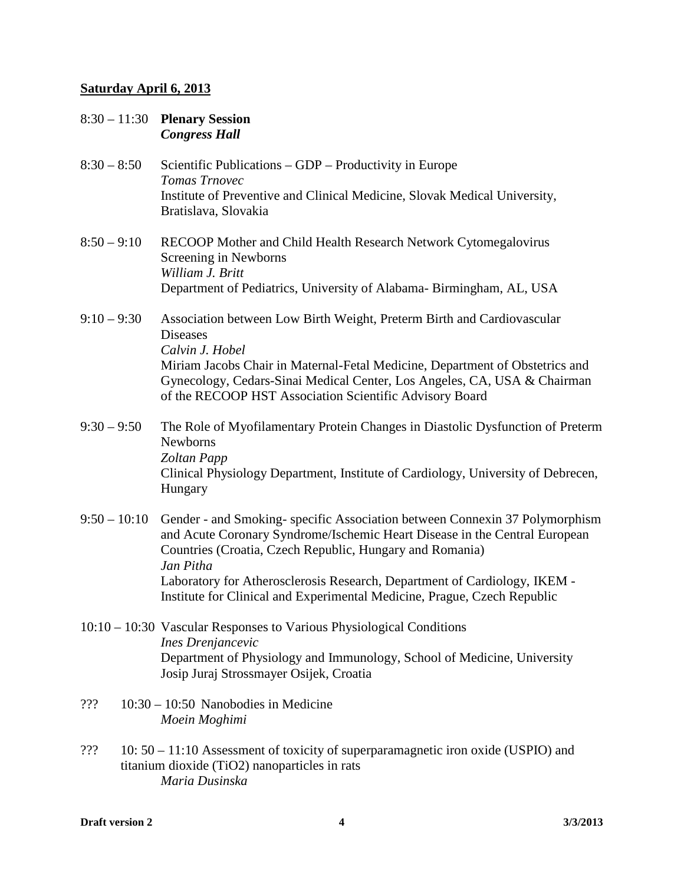**Saturday April 6, 2013**

8:30 – 11:30 **Plenary Session**
***Congress Hall***

8:30 – 8:50 Scientific Publications – GDP – Productivity in Europe
*Tomas Trnovec*
Institute of Preventive and Clinical Medicine, Slovak Medical University, Bratislava, Slovakia

8:50 – 9:10 RECOOP Mother and Child Health Research Network Cytomegalovirus Screening in Newborns
*William J. Britt*
Department of Pediatrics, University of Alabama- Birmingham, AL, USA

9:10 – 9:30 Association between Low Birth Weight, Preterm Birth and Cardiovascular Diseases
*Calvin J. Hobel*
Miriam Jacobs Chair in Maternal-Fetal Medicine, Department of Obstetrics and Gynecology, Cedars-Sinai Medical Center, Los Angeles, CA, USA & Chairman of the RECOOP HST Association Scientific Advisory Board

9:30 – 9:50 The Role of Myofilamentary Protein Changes in Diastolic Dysfunction of Preterm Newborns
*Zoltan Papp*
Clinical Physiology Department, Institute of Cardiology, University of Debrecen, Hungary

9:50 – 10:10 Gender - and Smoking- specific Association between Connexin 37 Polymorphism and Acute Coronary Syndrome/Ischemic Heart Disease in the Central European Countries (Croatia, Czech Republic, Hungary and Romania)
*Jan Pitha*
Laboratory for Atherosclerosis Research, Department of Cardiology, IKEM - Institute for Clinical and Experimental Medicine, Prague, Czech Republic

10:10 – 10:30 Vascular Responses to Various Physiological Conditions
*Ines Drenjancevic*
Department of Physiology and Immunology, School of Medicine, University Josip Juraj Strossmayer Osijek, Croatia

??? 10:30 – 10:50 Nanobodies in Medicine
*Moein Moghimi*

??? 10: 50 – 11:10 Assessment of toxicity of superparamagnetic iron oxide (USPIO) and titanium dioxide ($TiO_2$) nanoparticles in rats
*Maria Dusinska*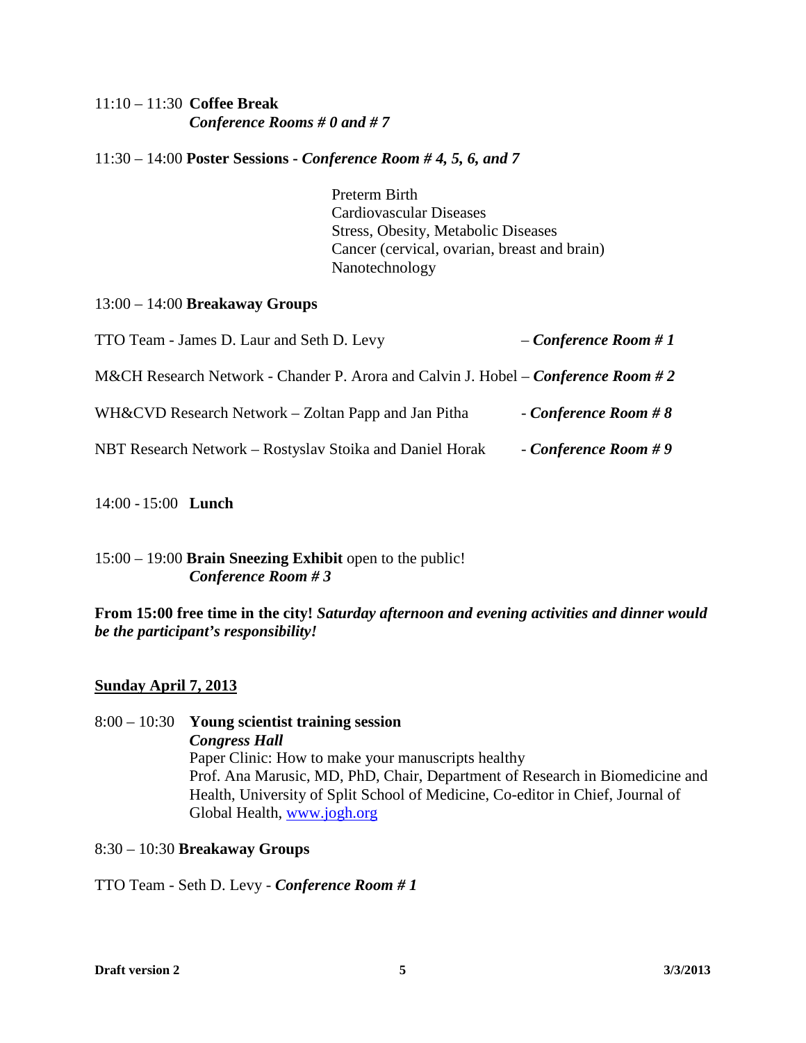11:10 – 11:30 **Coffee Break**
***Conference Rooms # 0 and # 7***

11:30 – 14:00 **Poster Sessions -** ***Conference Room # 4, 5, 6, and 7***

Preterm Birth
Cardiovascular Diseases
Stress, Obesity, Metabolic Diseases
Cancer (cervical, ovarian, breast and brain)
Nanotechnology

13:00 – 14:00 **Breakaway Groups**

TTO Team - James D. Laur and Seth D. Levy – ***Conference Room # 1***

M&CH Research Network - Chander P. Arora and Calvin J. Hobel – ***Conference Room # 2***

WH&CVD Research Network – Zoltan Papp and Jan Pitha - ***Conference Room # 8***

NBT Research Network – Rostyslav Stoika and Daniel Horak - ***Conference Room # 9***

14:00 - 15:00 **Lunch**

15:00 – 19:00 **Brain Sneezing Exhibit** open to the public!
***Conference Room # 3***

**From 15:00 free time in the city!** ***Saturday afternoon and evening activities and dinner would be the participant's responsibility!***

## Sunday April 7, 2013

8:00 – 10:30 **Young scientist training session**
***Congress Hall***
Paper Clinic: How to make your manuscripts healthy
Prof. Ana Marusic, MD, PhD, Chair, Department of Research in Biomedicine and Health, University of Split School of Medicine, Co-editor in Chief, Journal of Global Health, www.jogh.org

8:30 – 10:30 **Breakaway Groups**

TTO Team - Seth D. Levy - ***Conference Room # 1***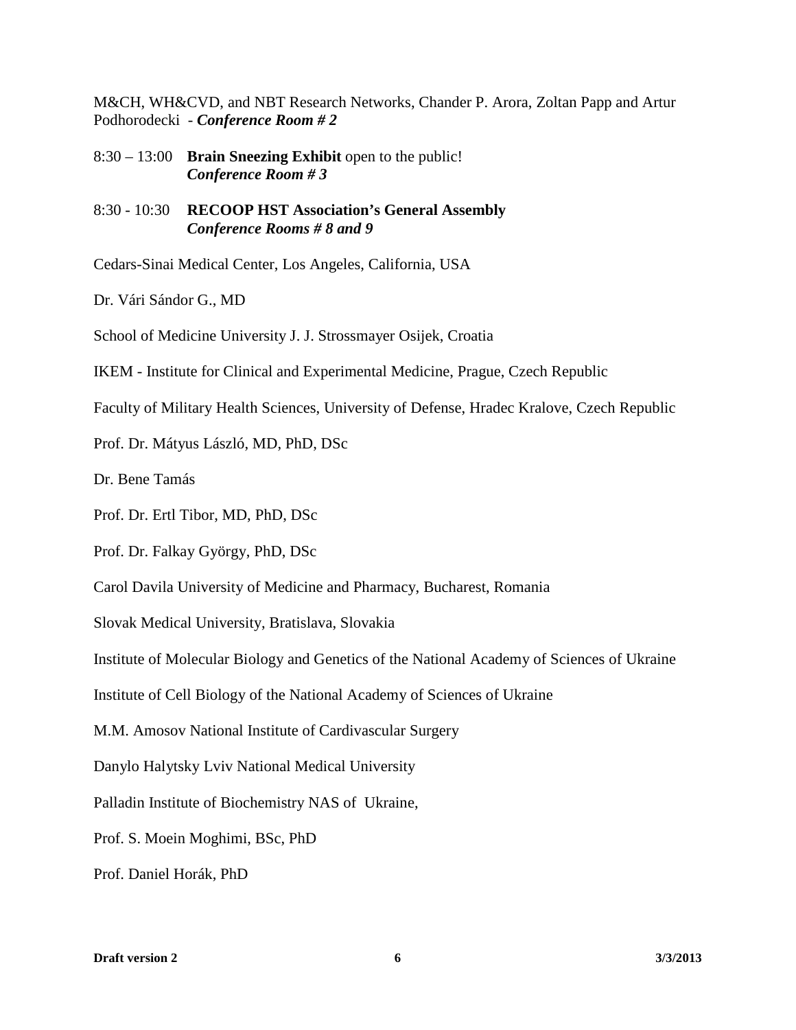M&CH, WH&CVD, and NBT Research Networks, Chander P. Arora, Zoltan Papp and Artur Podhorodecki - ***Conference Room # 2***

8:30 – 13:00 **Brain Sneezing Exhibit** open to the public!
***Conference Room # 3***

8:30 - 10:30 **RECOOP HST Association's General Assembly**
***Conference Rooms # 8 and 9***

Cedars-Sinai Medical Center, Los Angeles, California, USA

Dr. Vári Sándor G., MD

School of Medicine University J. J. Strossmayer Osijek, Croatia

IKEM - Institute for Clinical and Experimental Medicine, Prague, Czech Republic

Faculty of Military Health Sciences, University of Defense, Hradec Kralove, Czech Republic

Prof. Dr. Mátyus László, MD, PhD, DSc

Dr. Bene Tamás

Prof. Dr. Ertl Tibor, MD, PhD, DSc

Prof. Dr. Falkay György, PhD, DSc

Carol Davila University of Medicine and Pharmacy, Bucharest, Romania

Slovak Medical University, Bratislava, Slovakia

Institute of Molecular Biology and Genetics of the National Academy of Sciences of Ukraine

Institute of Cell Biology of the National Academy of Sciences of Ukraine

M.M. Amosov National Institute of Cardivascular Surgery

Danylo Halytsky Lviv National Medical University

Palladin Institute of Biochemistry NAS of Ukraine,

Prof. S. Moein Moghimi, BSc, PhD

Prof. Daniel Horák, PhD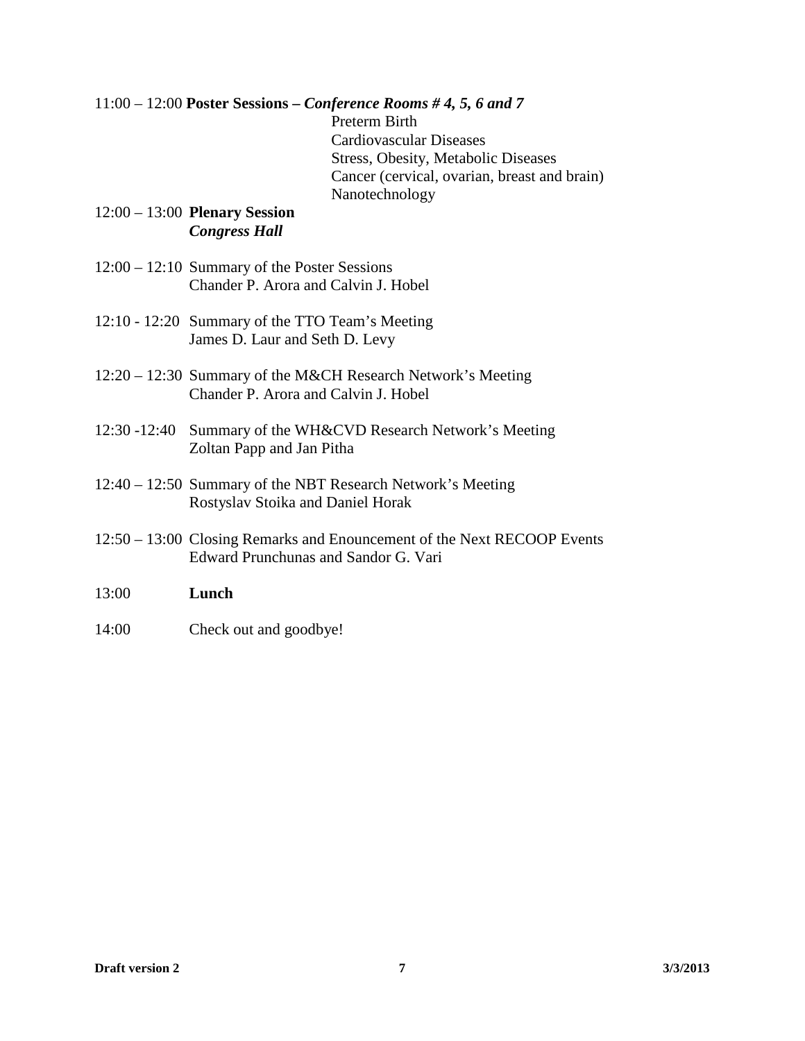11:00 – 12:00 **Poster Sessions –** ***Conference Rooms # 4, 5, 6 and 7***

Preterm Birth
Cardiovascular Diseases
Stress, Obesity, Metabolic Diseases
Cancer (cervical, ovarian, breast and brain)
Nanotechnology

12:00 – 13:00 **Plenary Session**
***Congress Hall***

12:00 – 12:10 Summary of the Poster Sessions
Chander P. Arora and Calvin J. Hobel

12:10 - 12:20 Summary of the TTO Team's Meeting
James D. Laur and Seth D. Levy

12:20 – 12:30 Summary of the M&CH Research Network's Meeting
Chander P. Arora and Calvin J. Hobel

12:30 -12:40 Summary of the WH&CVD Research Network's Meeting
Zoltan Papp and Jan Pitha

12:40 – 12:50 Summary of the NBT Research Network's Meeting
Rostyslav Stoika and Daniel Horak

12:50 – 13:00 Closing Remarks and Enouncement of the Next RECOOP Events
Edward Prunchunas and Sandor G. Vari

13:00 **Lunch**

14:00 Check out and goodbye!